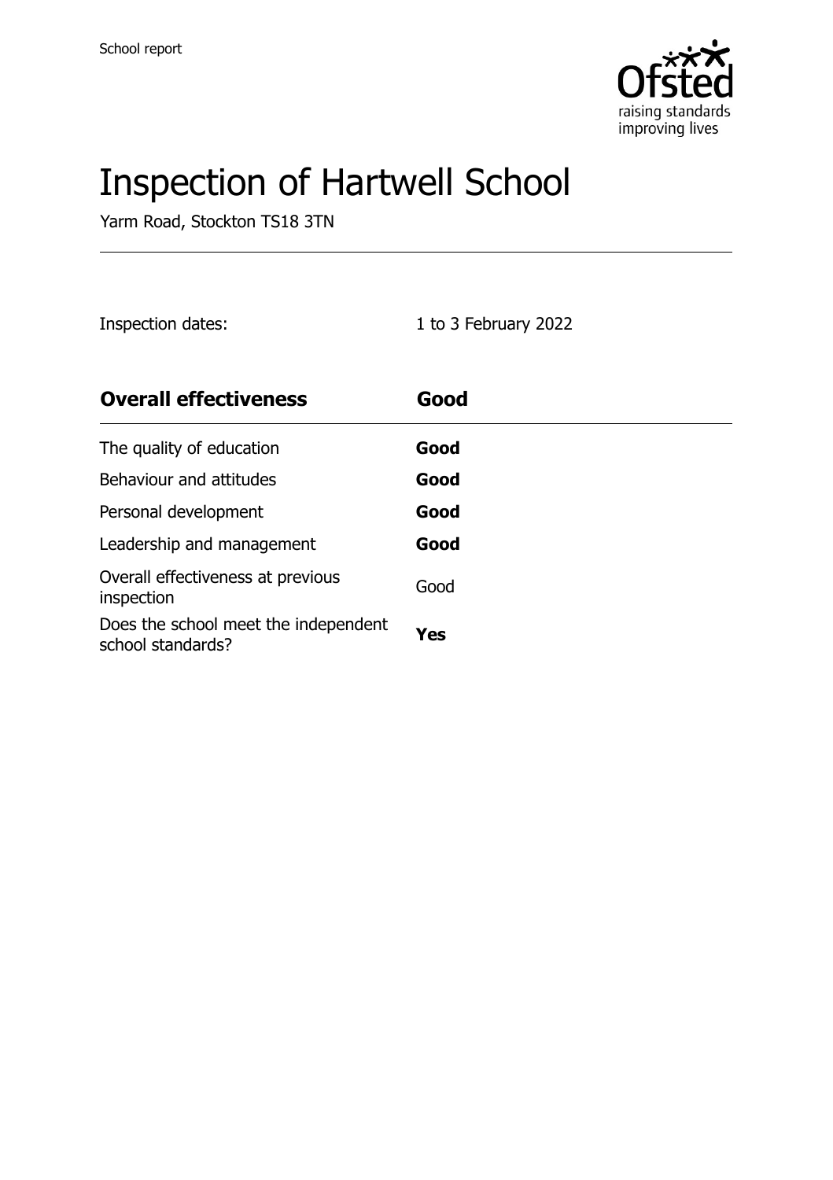School report

# Inspection of Hartwell School

Yarm Road, Stockton TS18 3TN

Inspection dates: 1 to 3 February 2022

| **Overall effectiveness** | **Good** |
| --- | --- |
| The quality of education | **Good** |
| Behaviour and attitudes | **Good** |
| Personal development | **Good** |
| Leadership and management | **Good** |
| Overall effectiveness at previous inspection | Good |
| Does the school meet the independent school standards? | **Yes** |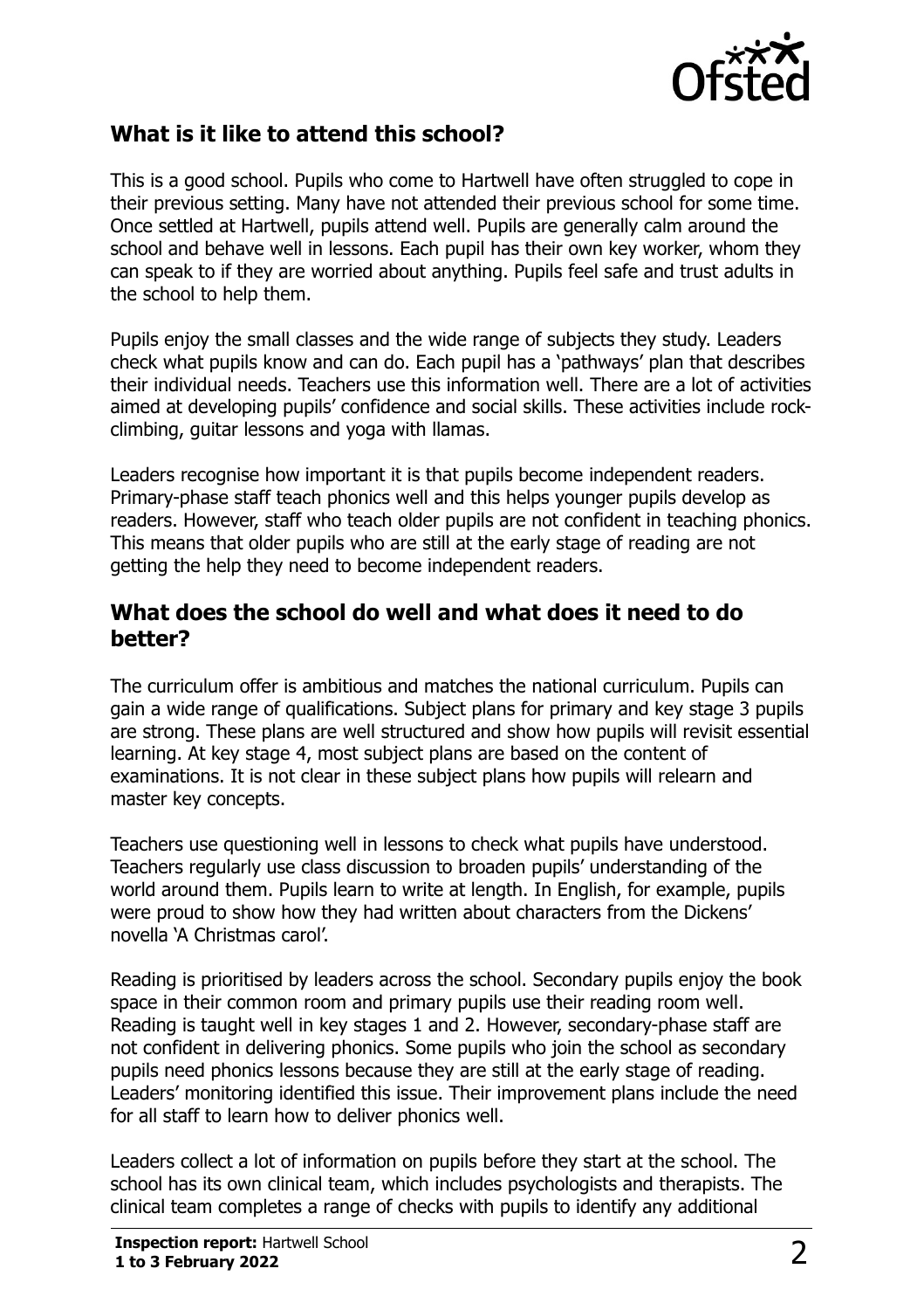## What is it like to attend this school?

This is a good school. Pupils who come to Hartwell have often struggled to cope in their previous setting. Many have not attended their previous school for some time. Once settled at Hartwell, pupils attend well. Pupils are generally calm around the school and behave well in lessons. Each pupil has their own key worker, whom they can speak to if they are worried about anything. Pupils feel safe and trust adults in the school to help them.

Pupils enjoy the small classes and the wide range of subjects they study. Leaders check what pupils know and can do. Each pupil has a 'pathways' plan that describes their individual needs. Teachers use this information well. There are a lot of activities aimed at developing pupils' confidence and social skills. These activities include rock-climbing, guitar lessons and yoga with llamas.

Leaders recognise how important it is that pupils become independent readers. Primary-phase staff teach phonics well and this helps younger pupils develop as readers. However, staff who teach older pupils are not confident in teaching phonics. This means that older pupils who are still at the early stage of reading are not getting the help they need to become independent readers.

## What does the school do well and what does it need to do better?

The curriculum offer is ambitious and matches the national curriculum. Pupils can gain a wide range of qualifications. Subject plans for primary and key stage 3 pupils are strong. These plans are well structured and show how pupils will revisit essential learning. At key stage 4, most subject plans are based on the content of examinations. It is not clear in these subject plans how pupils will relearn and master key concepts.

Teachers use questioning well in lessons to check what pupils have understood. Teachers regularly use class discussion to broaden pupils' understanding of the world around them. Pupils learn to write at length. In English, for example, pupils were proud to show how they had written about characters from the Dickens' novella 'A Christmas carol'.

Reading is prioritised by leaders across the school. Secondary pupils enjoy the book space in their common room and primary pupils use their reading room well. Reading is taught well in key stages 1 and 2. However, secondary-phase staff are not confident in delivering phonics. Some pupils who join the school as secondary pupils need phonics lessons because they are still at the early stage of reading. Leaders' monitoring identified this issue. Their improvement plans include the need for all staff to learn how to deliver phonics well.

Leaders collect a lot of information on pupils before they start at the school. The school has its own clinical team, which includes psychologists and therapists. The clinical team completes a range of checks with pupils to identify any additional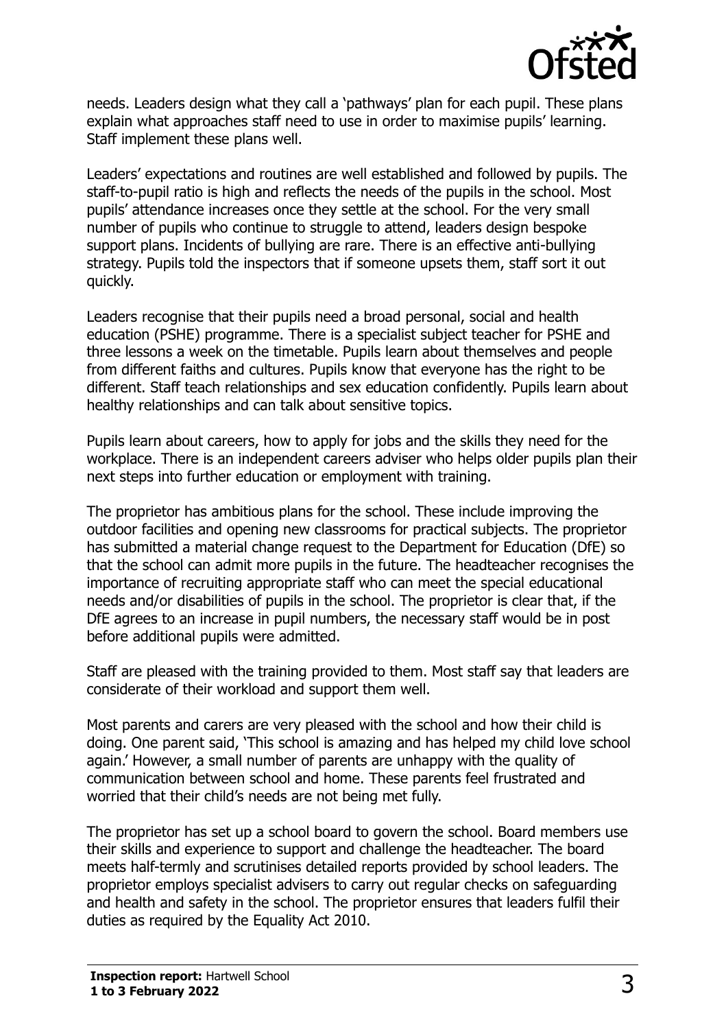needs. Leaders design what they call a 'pathways' plan for each pupil. These plans explain what approaches staff need to use in order to maximise pupils' learning. Staff implement these plans well.

Leaders' expectations and routines are well established and followed by pupils. The staff-to-pupil ratio is high and reflects the needs of the pupils in the school. Most pupils' attendance increases once they settle at the school. For the very small number of pupils who continue to struggle to attend, leaders design bespoke support plans. Incidents of bullying are rare. There is an effective anti-bullying strategy. Pupils told the inspectors that if someone upsets them, staff sort it out quickly.

Leaders recognise that their pupils need a broad personal, social and health education (PSHE) programme. There is a specialist subject teacher for PSHE and three lessons a week on the timetable. Pupils learn about themselves and people from different faiths and cultures. Pupils know that everyone has the right to be different. Staff teach relationships and sex education confidently. Pupils learn about healthy relationships and can talk about sensitive topics.

Pupils learn about careers, how to apply for jobs and the skills they need for the workplace. There is an independent careers adviser who helps older pupils plan their next steps into further education or employment with training.

The proprietor has ambitious plans for the school. These include improving the outdoor facilities and opening new classrooms for practical subjects. The proprietor has submitted a material change request to the Department for Education (DfE) so that the school can admit more pupils in the future. The headteacher recognises the importance of recruiting appropriate staff who can meet the special educational needs and/or disabilities of pupils in the school. The proprietor is clear that, if the DfE agrees to an increase in pupil numbers, the necessary staff would be in post before additional pupils were admitted.

Staff are pleased with the training provided to them. Most staff say that leaders are considerate of their workload and support them well.

Most parents and carers are very pleased with the school and how their child is doing. One parent said, 'This school is amazing and has helped my child love school again.' However, a small number of parents are unhappy with the quality of communication between school and home. These parents feel frustrated and worried that their child's needs are not being met fully.

The proprietor has set up a school board to govern the school. Board members use their skills and experience to support and challenge the headteacher. The board meets half-termly and scrutinises detailed reports provided by school leaders. The proprietor employs specialist advisers to carry out regular checks on safeguarding and health and safety in the school. The proprietor ensures that leaders fulfil their duties as required by the Equality Act 2010.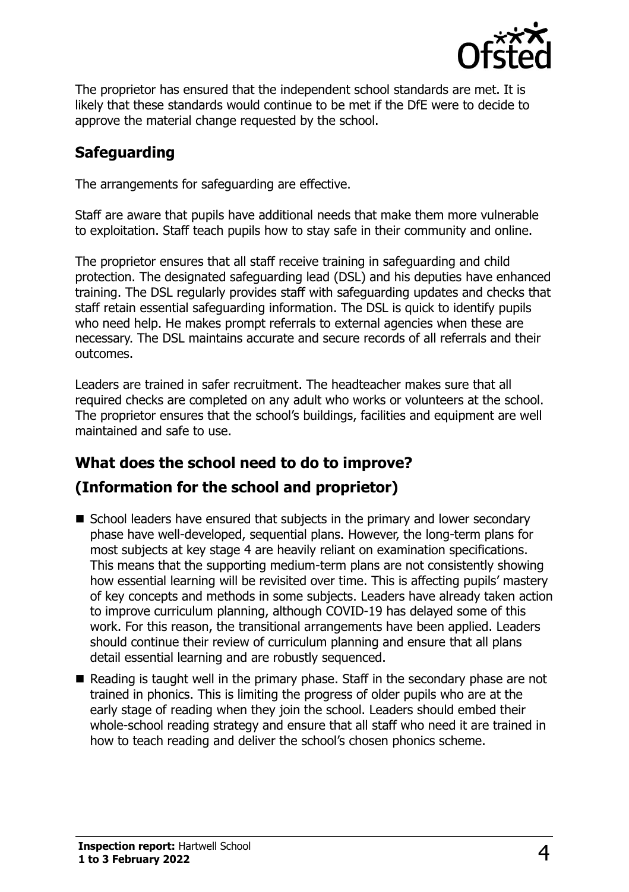The proprietor has ensured that the independent school standards are met. It is likely that these standards would continue to be met if the DfE were to decide to approve the material change requested by the school.

## Safeguarding

The arrangements for safeguarding are effective.

Staff are aware that pupils have additional needs that make them more vulnerable to exploitation. Staff teach pupils how to stay safe in their community and online.

The proprietor ensures that all staff receive training in safeguarding and child protection. The designated safeguarding lead (DSL) and his deputies have enhanced training. The DSL regularly provides staff with safeguarding updates and checks that staff retain essential safeguarding information. The DSL is quick to identify pupils who need help. He makes prompt referrals to external agencies when these are necessary. The DSL maintains accurate and secure records of all referrals and their outcomes.

Leaders are trained in safer recruitment. The headteacher makes sure that all required checks are completed on any adult who works or volunteers at the school. The proprietor ensures that the school's buildings, facilities and equipment are well maintained and safe to use.

## What does the school need to do to improve?

## (Information for the school and proprietor)

- School leaders have ensured that subjects in the primary and lower secondary phase have well-developed, sequential plans. However, the long-term plans for most subjects at key stage 4 are heavily reliant on examination specifications. This means that the supporting medium-term plans are not consistently showing how essential learning will be revisited over time. This is affecting pupils' mastery of key concepts and methods in some subjects. Leaders have already taken action to improve curriculum planning, although COVID-19 has delayed some of this work. For this reason, the transitional arrangements have been applied. Leaders should continue their review of curriculum planning and ensure that all plans detail essential learning and are robustly sequenced.
- Reading is taught well in the primary phase. Staff in the secondary phase are not trained in phonics. This is limiting the progress of older pupils who are at the early stage of reading when they join the school. Leaders should embed their whole-school reading strategy and ensure that all staff who need it are trained in how to teach reading and deliver the school's chosen phonics scheme.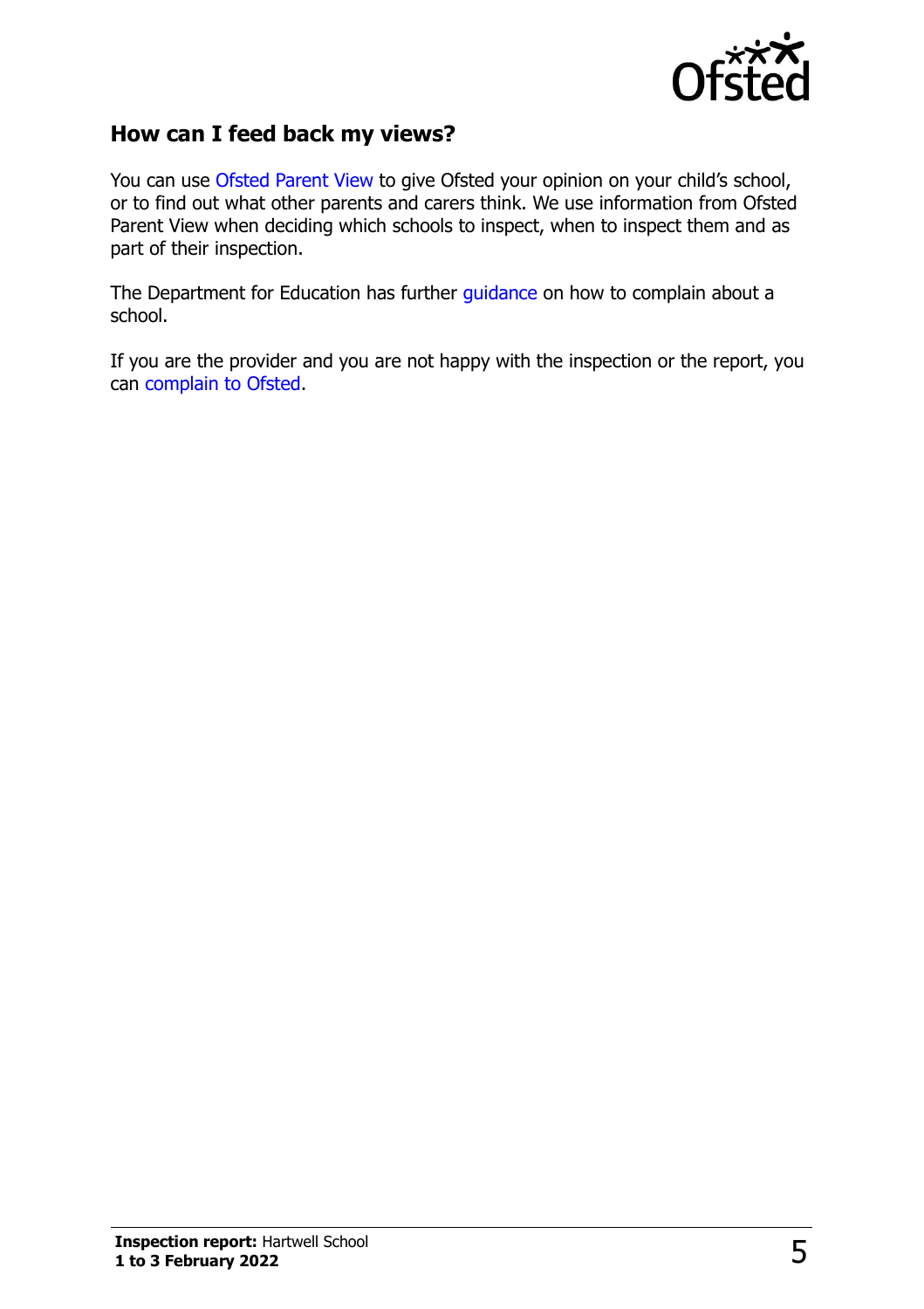## How can I feed back my views?

You can use Ofsted Parent View to give Ofsted your opinion on your child's school, or to find out what other parents and carers think. We use information from Ofsted Parent View when deciding which schools to inspect, when to inspect them and as part of their inspection.

The Department for Education has further guidance on how to complain about a school.

If you are the provider and you are not happy with the inspection or the report, you can complain to Ofsted.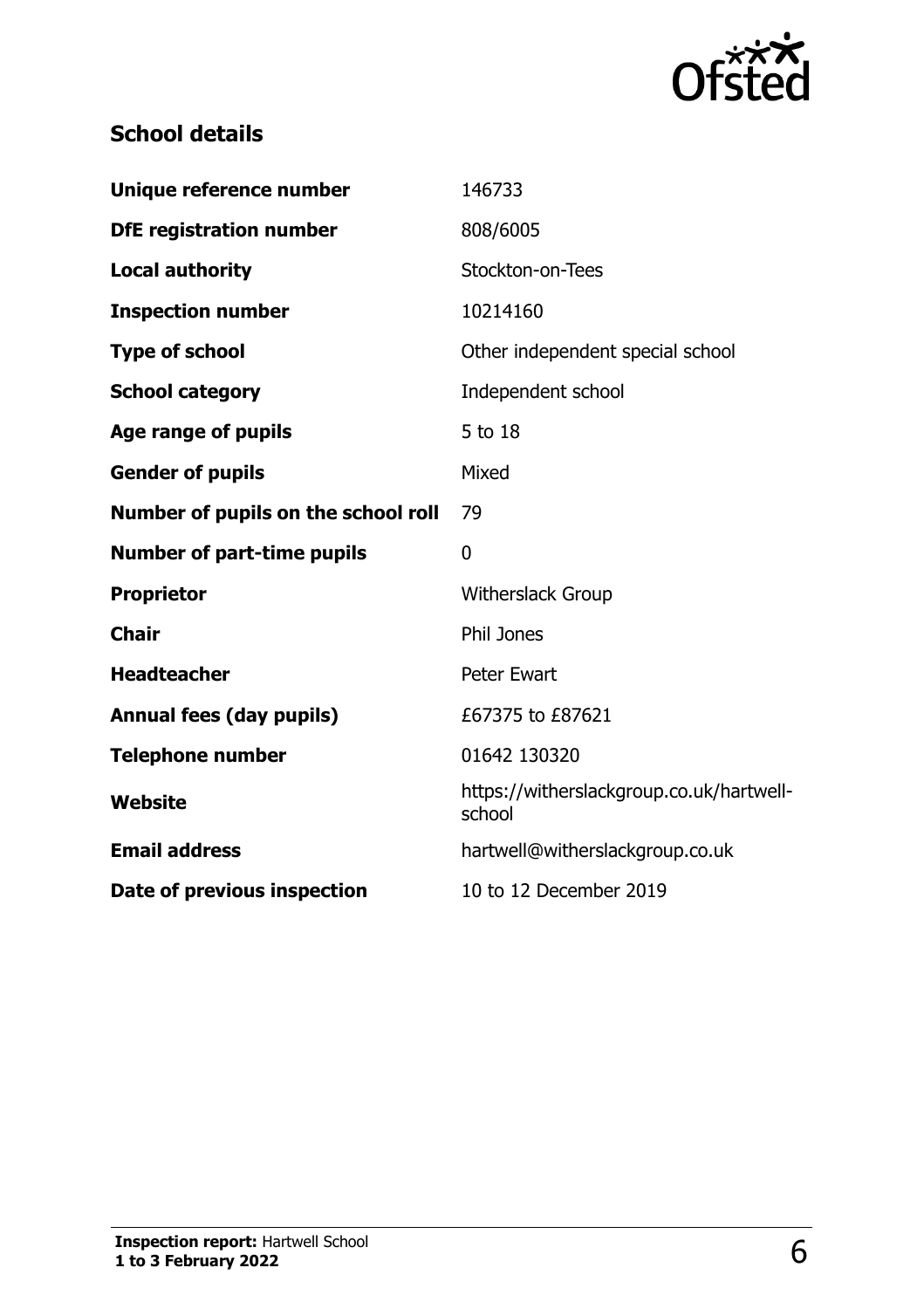## School details

| | |
|---|---|
| **Unique reference number** | 146733 |
| **DfE registration number** | 808/6005 |
| **Local authority** | Stockton-on-Tees |
| **Inspection number** | 10214160 |
| **Type of school** | Other independent special school |
| **School category** | Independent school |
| **Age range of pupils** | 5 to 18 |
| **Gender of pupils** | Mixed |
| **Number of pupils on the school roll** | 79 |
| **Number of part-time pupils** | 0 |
| **Proprietor** | Witherslack Group |
| **Chair** | Phil Jones |
| **Headteacher** | Peter Ewart |
| **Annual fees (day pupils)** | £67375 to £87621 |
| **Telephone number** | 01642 130320 |
| **Website** | https://witherslackgroup.co.uk/hartwell-school |
| **Email address** | hartwell@witherslackgroup.co.uk |
| **Date of previous inspection** | 10 to 12 December 2019 |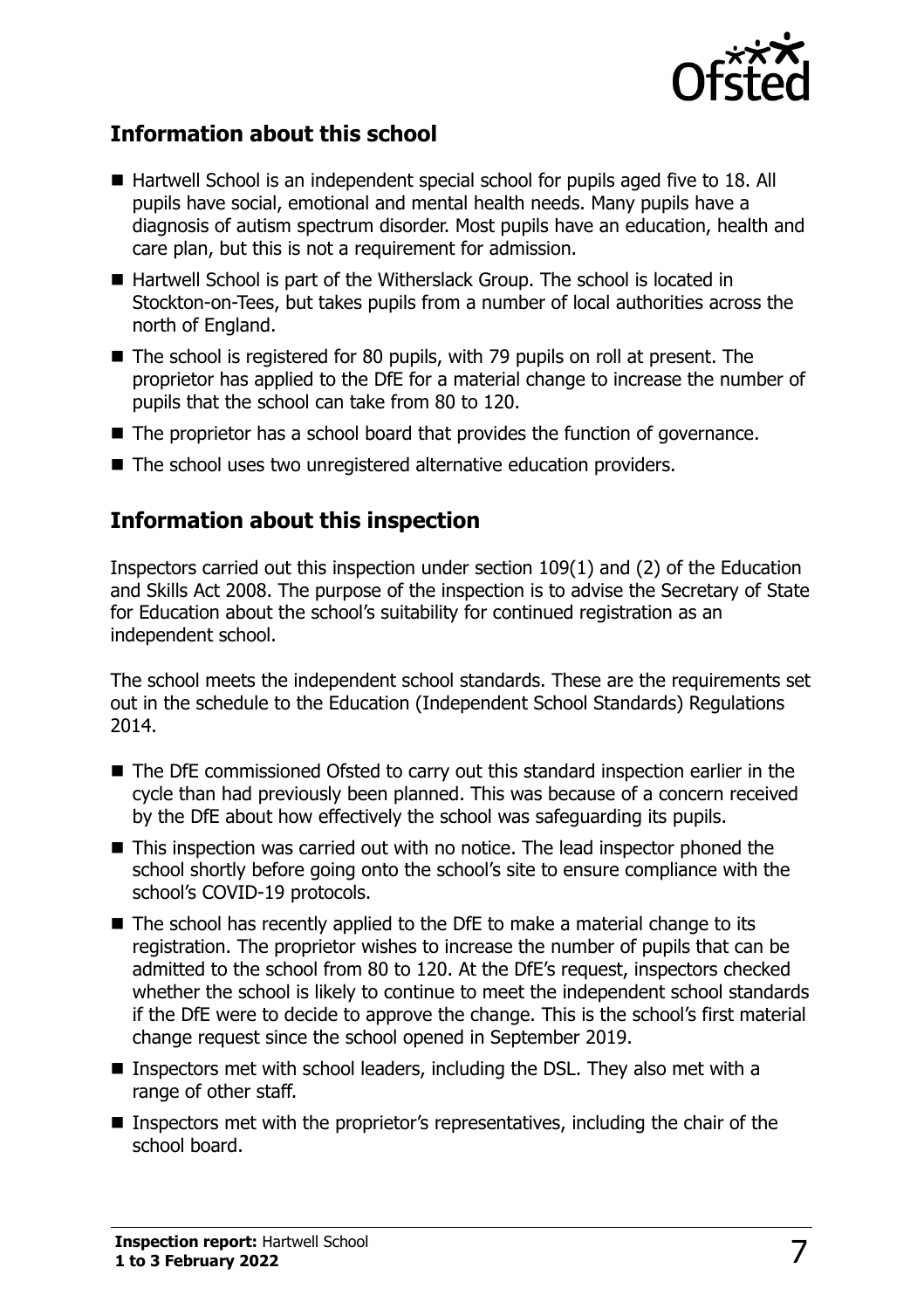## Information about this school

- Hartwell School is an independent special school for pupils aged five to 18. All pupils have social, emotional and mental health needs. Many pupils have a diagnosis of autism spectrum disorder. Most pupils have an education, health and care plan, but this is not a requirement for admission.
- Hartwell School is part of the Witherslack Group. The school is located in Stockton-on-Tees, but takes pupils from a number of local authorities across the north of England.
- The school is registered for 80 pupils, with 79 pupils on roll at present. The proprietor has applied to the DfE for a material change to increase the number of pupils that the school can take from 80 to 120.
- The proprietor has a school board that provides the function of governance.
- The school uses two unregistered alternative education providers.

## Information about this inspection

Inspectors carried out this inspection under section 109(1) and (2) of the Education and Skills Act 2008. The purpose of the inspection is to advise the Secretary of State for Education about the school's suitability for continued registration as an independent school.

The school meets the independent school standards. These are the requirements set out in the schedule to the Education (Independent School Standards) Regulations 2014.

- The DfE commissioned Ofsted to carry out this standard inspection earlier in the cycle than had previously been planned. This was because of a concern received by the DfE about how effectively the school was safeguarding its pupils.
- This inspection was carried out with no notice. The lead inspector phoned the school shortly before going onto the school's site to ensure compliance with the school's COVID-19 protocols.
- The school has recently applied to the DfE to make a material change to its registration. The proprietor wishes to increase the number of pupils that can be admitted to the school from 80 to 120. At the DfE's request, inspectors checked whether the school is likely to continue to meet the independent school standards if the DfE were to decide to approve the change. This is the school's first material change request since the school opened in September 2019.
- Inspectors met with school leaders, including the DSL. They also met with a range of other staff.
- Inspectors met with the proprietor's representatives, including the chair of the school board.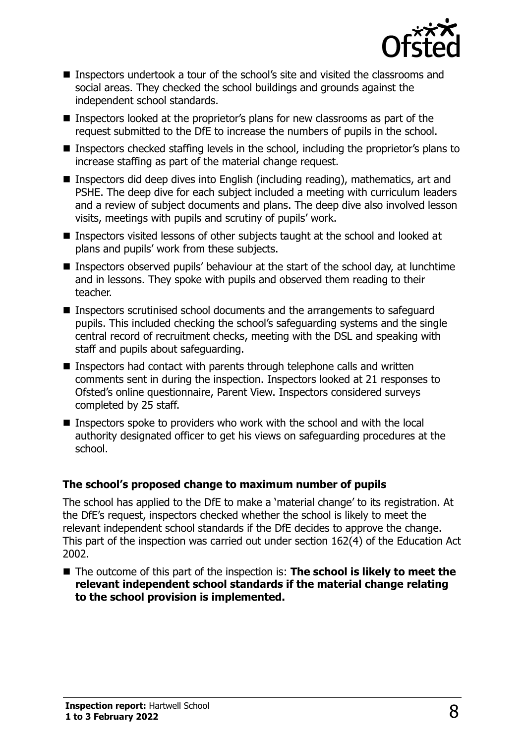- Inspectors undertook a tour of the school's site and visited the classrooms and social areas. They checked the school buildings and grounds against the independent school standards.
- Inspectors looked at the proprietor's plans for new classrooms as part of the request submitted to the DfE to increase the numbers of pupils in the school.
- Inspectors checked staffing levels in the school, including the proprietor's plans to increase staffing as part of the material change request.
- Inspectors did deep dives into English (including reading), mathematics, art and PSHE. The deep dive for each subject included a meeting with curriculum leaders and a review of subject documents and plans. The deep dive also involved lesson visits, meetings with pupils and scrutiny of pupils' work.
- Inspectors visited lessons of other subjects taught at the school and looked at plans and pupils' work from these subjects.
- Inspectors observed pupils' behaviour at the start of the school day, at lunchtime and in lessons. They spoke with pupils and observed them reading to their teacher.
- Inspectors scrutinised school documents and the arrangements to safeguard pupils. This included checking the school's safeguarding systems and the single central record of recruitment checks, meeting with the DSL and speaking with staff and pupils about safeguarding.
- Inspectors had contact with parents through telephone calls and written comments sent in during the inspection. Inspectors looked at 21 responses to Ofsted's online questionnaire, Parent View. Inspectors considered surveys completed by 25 staff.
- Inspectors spoke to providers who work with the school and with the local authority designated officer to get his views on safeguarding procedures at the school.

### The school's proposed change to maximum number of pupils

The school has applied to the DfE to make a 'material change' to its registration. At the DfE's request, inspectors checked whether the school is likely to meet the relevant independent school standards if the DfE decides to approve the change. This part of the inspection was carried out under section 162(4) of the Education Act 2002.

- The outcome of this part of the inspection is: **The school is likely to meet the relevant independent school standards if the material change relating to the school provision is implemented.**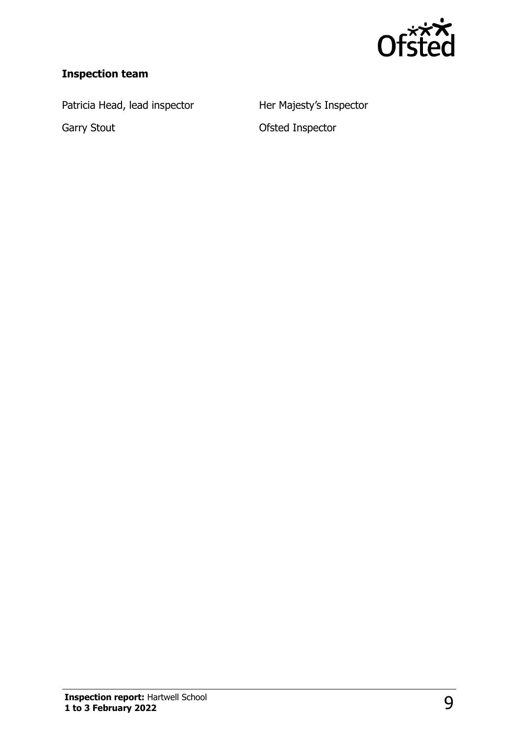### Inspection team

| | |
|---|---|
| Patricia Head, lead inspector | Her Majesty's Inspector |
| Garry Stout | Ofsted Inspector |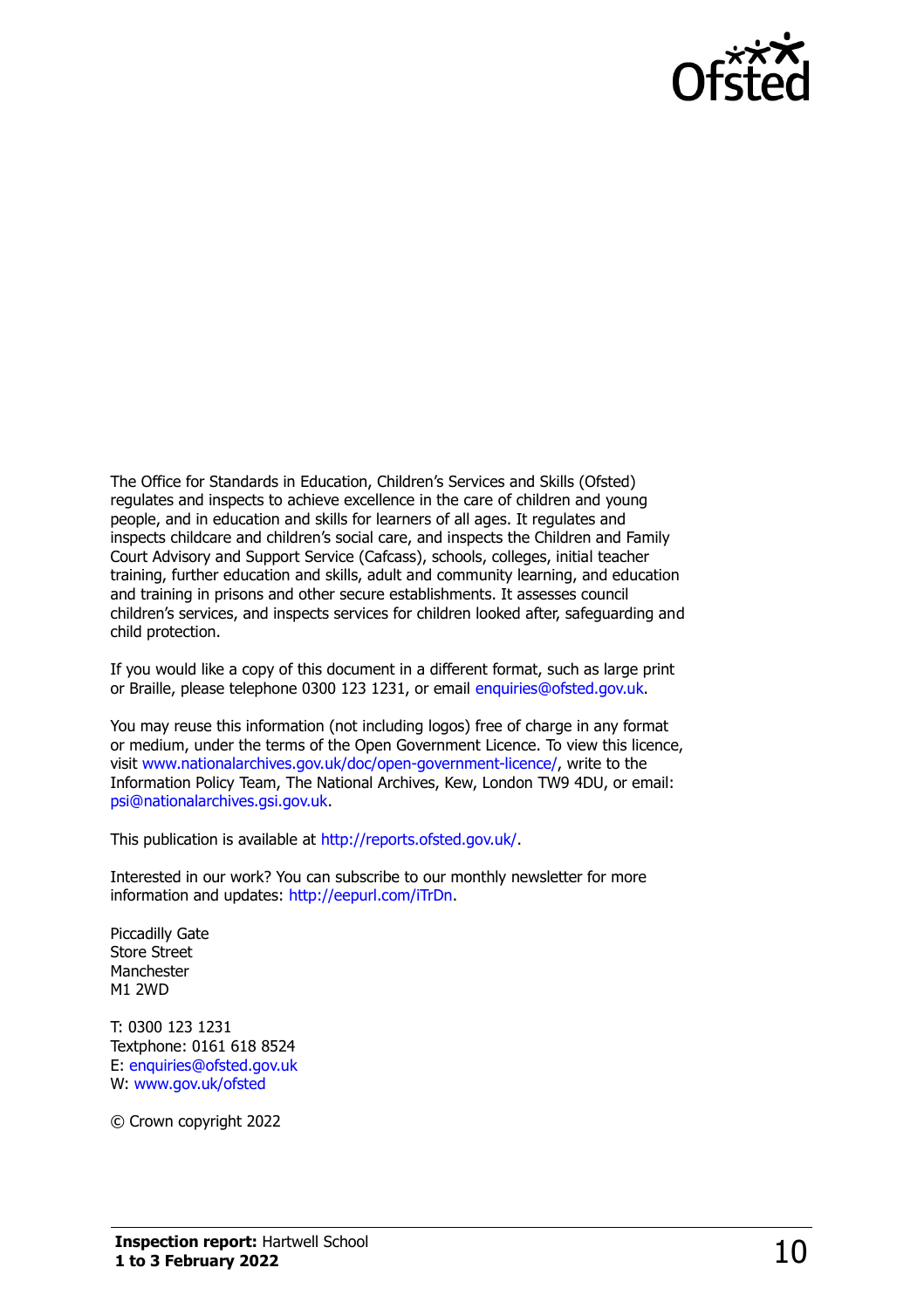The Office for Standards in Education, Children's Services and Skills (Ofsted) regulates and inspects to achieve excellence in the care of children and young people, and in education and skills for learners of all ages. It regulates and inspects childcare and children's social care, and inspects the Children and Family Court Advisory and Support Service (Cafcass), schools, colleges, initial teacher training, further education and skills, adult and community learning, and education and training in prisons and other secure establishments. It assesses council children's services, and inspects services for children looked after, safeguarding and child protection.

If you would like a copy of this document in a different format, such as large print or Braille, please telephone 0300 123 1231, or email enquiries@ofsted.gov.uk.

You may reuse this information (not including logos) free of charge in any format or medium, under the terms of the Open Government Licence. To view this licence, visit www.nationalarchives.gov.uk/doc/open-government-licence/, write to the Information Policy Team, The National Archives, Kew, London TW9 4DU, or email: psi@nationalarchives.gsi.gov.uk.

This publication is available at http://reports.ofsted.gov.uk/.

Interested in our work? You can subscribe to our monthly newsletter for more information and updates: http://eepurl.com/iTrDn.

Piccadilly Gate  
Store Street  
Manchester  
M1 2WD

T: 0300 123 1231  
Textphone: 0161 618 8524  
E: enquiries@ofsted.gov.uk  
W: www.gov.uk/ofsted

© Crown copyright 2022